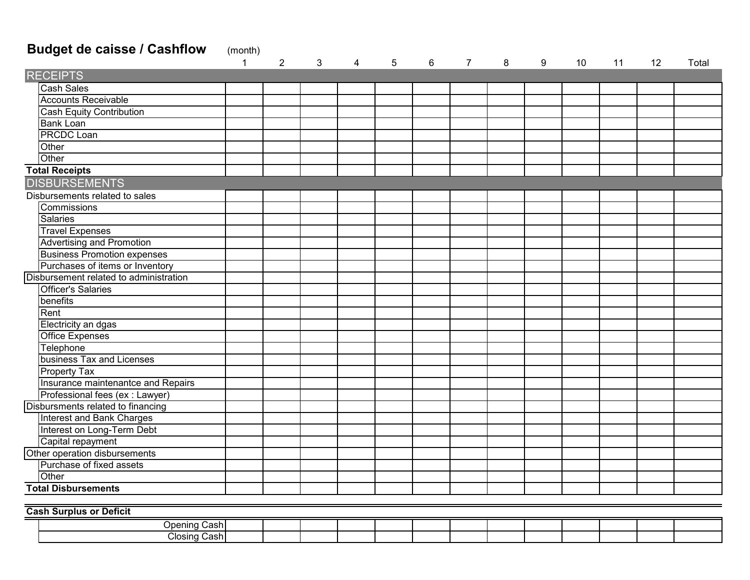# Budget de caisse / Cashflow

| (month) | 1 | 2 | 3 | 4 | 5 | 6 | 7 | 8 | 9 | 10 | 11 | 12 | Total |
|---|---|---|---|---|---|---|---|---|---|---|---|---|---|
| **RECEIPTS** | | | | | | | | | | | | | |
| Cash Sales | | | | | | | | | | | | | |
| Accounts Receivable | | | | | | | | | | | | | |
| Cash Equity Contribution | | | | | | | | | | | | | |
| Bank Loan | | | | | | | | | | | | | |
| PRCDC Loan | | | | | | | | | | | | | |
| Other | | | | | | | | | | | | | |
| Other | | | | | | | | | | | | | |
| **Total Receipts** | | | | | | | | | | | | | |
| **DISBURSEMENTS** | | | | | | | | | | | | | |
| Disbursements related to sales | | | | | | | | | | | | | |
| Commissions | | | | | | | | | | | | | |
| Salaries | | | | | | | | | | | | | |
| Travel Expenses | | | | | | | | | | | | | |
| Advertising and Promotion | | | | | | | | | | | | | |
| Business Promotion expenses | | | | | | | | | | | | | |
| Purchases of items or Inventory | | | | | | | | | | | | | |
| Disbursement related to administration | | | | | | | | | | | | | |
| Officer's Salaries | | | | | | | | | | | | | |
| benefits | | | | | | | | | | | | | |
| Rent | | | | | | | | | | | | | |
| Electricity an dgas | | | | | | | | | | | | | |
| Office Expenses | | | | | | | | | | | | | |
| Telephone | | | | | | | | | | | | | |
| business Tax and Licenses | | | | | | | | | | | | | |
| Property Tax | | | | | | | | | | | | | |
| Insurance maintenantce and Repairs | | | | | | | | | | | | | |
| Professional fees (ex : Lawyer) | | | | | | | | | | | | | |
| Disbursments related to financing | | | | | | | | | | | | | |
| Interest and Bank Charges | | | | | | | | | | | | | |
| Interest on Long-Term Debt | | | | | | | | | | | | | |
| Capital repayment | | | | | | | | | | | | | |
| Other operation disbursements | | | | | | | | | | | | | |
| Purchase of fixed assets | | | | | | | | | | | | | |
| Other | | | | | | | | | | | | | |
| **Total Disbursements** | | | | | | | | | | | | | |

**Cash Surplus or Deficit**

| | 1 | 2 | 3 | 4 | 5 | 6 | 7 | 8 | 9 | 10 | 11 | 12 | Total |
|---|---|---|---|---|---|---|---|---|---|---|---|---|---|
| Opening Cash | | | | | | | | | | | | | |
| Closing Cash | | | | | | | | | | | | | |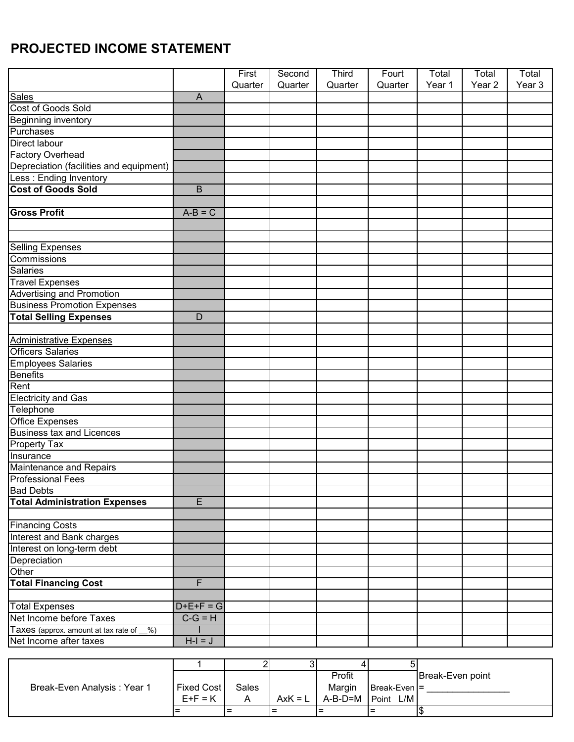# PROJECTED INCOME STATEMENT

| | | First Quarter | Second Quarter | Third Quarter | Fourt Quarter | Total Year 1 | Total Year 2 | Total Year 3 |
|---|---|---|---|---|---|---|---|---|
| Sales | A | | | | | | | |
| Cost of Goods Sold | | | | | | | | |
| Beginning inventory | | | | | | | | |
| Purchases | | | | | | | | |
| Direct labour | | | | | | | | |
| Factory Overhead | | | | | | | | |
| Depreciation (facilities and equipment) | | | | | | | | |
| Less : Ending Inventory | | | | | | | | |
| **Cost of Goods Sold** | B | | | | | | | |
| | | | | | | | | |
| **Gross Profit** | A-B = C | | | | | | | |
| | | | | | | | | |
| | | | | | | | | |
| Selling Expenses | | | | | | | | |
| Commissions | | | | | | | | |
| Salaries | | | | | | | | |
| Travel Expenses | | | | | | | | |
| Advertising and Promotion | | | | | | | | |
| Business Promotion Expenses | | | | | | | | |
| **Total Selling Expenses** | D | | | | | | | |
| | | | | | | | | |
| Administrative Expenses | | | | | | | | |
| Officers Salaries | | | | | | | | |
| Employees Salaries | | | | | | | | |
| Benefits | | | | | | | | |
| Rent | | | | | | | | |
| Electricity and Gas | | | | | | | | |
| Telephone | | | | | | | | |
| Office Expenses | | | | | | | | |
| Business tax and Licences | | | | | | | | |
| Property Tax | | | | | | | | |
| Insurance | | | | | | | | |
| Maintenance and Repairs | | | | | | | | |
| Professional Fees | | | | | | | | |
| Bad Debts | | | | | | | | |
| **Total Administration Expenses** | E | | | | | | | |
| | | | | | | | | |
| Financing Costs | | | | | | | | |
| Interest and Bank charges | | | | | | | | |
| Interest on long-term debt | | | | | | | | |
| Depreciation | | | | | | | | |
| Other | | | | | | | | |
| **Total Financing Cost** | F | | | | | | | |
| | | | | | | | | |
| Total Expenses | D+E+F = G | | | | | | | |
| Net Income before Taxes | C-G = H | | | | | | | |
| Taxes (approx. amount at tax rate of __%) | I | | | | | | | |
| Net Income after taxes | H-I = J | | | | | | | |

| | 1 | 2 | 3 | 4 | 5 | |
|---|---|---|---|---|---|---|
| Break-Even Analysis : Year 1 | Fixed Cost E+F = K | Sales A | AxK = L | Profit Margin A-B-D=M | Break-Even Point L/M | Break-Even point = ________________ |
| | = | = | = | = | = | $ |